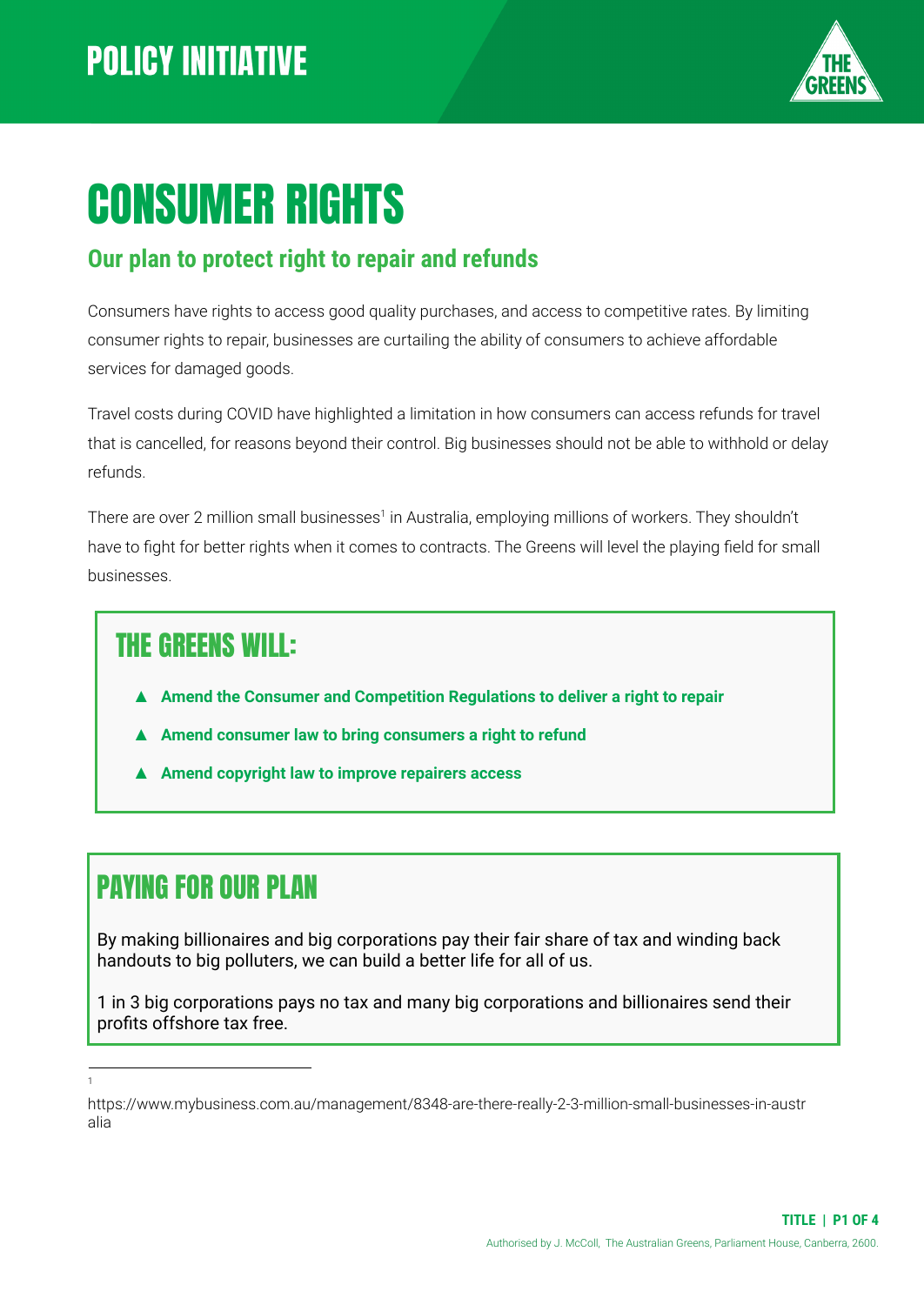POLICY INITIATIVE

# CONSUMER RIGHTS

## Our plan to protect right to repair and refunds

Consumers have rights to access good quality purchases, and access to competitive rates. By limiting consumer rights to repair, businesses are curtailing the ability of consumers to achieve affordable services for damaged goods.

Travel costs during COVID have highlighted a limitation in how consumers can access refunds for travel that is cancelled, for reasons beyond their control. Big businesses should not be able to withhold or delay refunds.

There are over 2 million small businesses[1] in Australia, employing millions of workers. They shouldn't have to fight for better rights when it comes to contracts. The Greens will level the playing field for small businesses.

## THE GREENS WILL:

- **Amend the Consumer and Competition Regulations to deliver a right to repair**
- **Amend consumer law to bring consumers a right to refund**
- **Amend copyright law to improve repairers access**

## PAYING FOR OUR PLAN

By making billionaires and big corporations pay their fair share of tax and winding back handouts to big polluters, we can build a better life for all of us.

1 in 3 big corporations pays no tax and many big corporations and billionaires send their profits offshore tax free.

---

[1] https://www.mybusiness.com.au/management/8348-are-there-really-2-3-million-small-businesses-in-australia

Authorised by J. McColl, The Australian Greens, Parliament House, Canberra, 2600.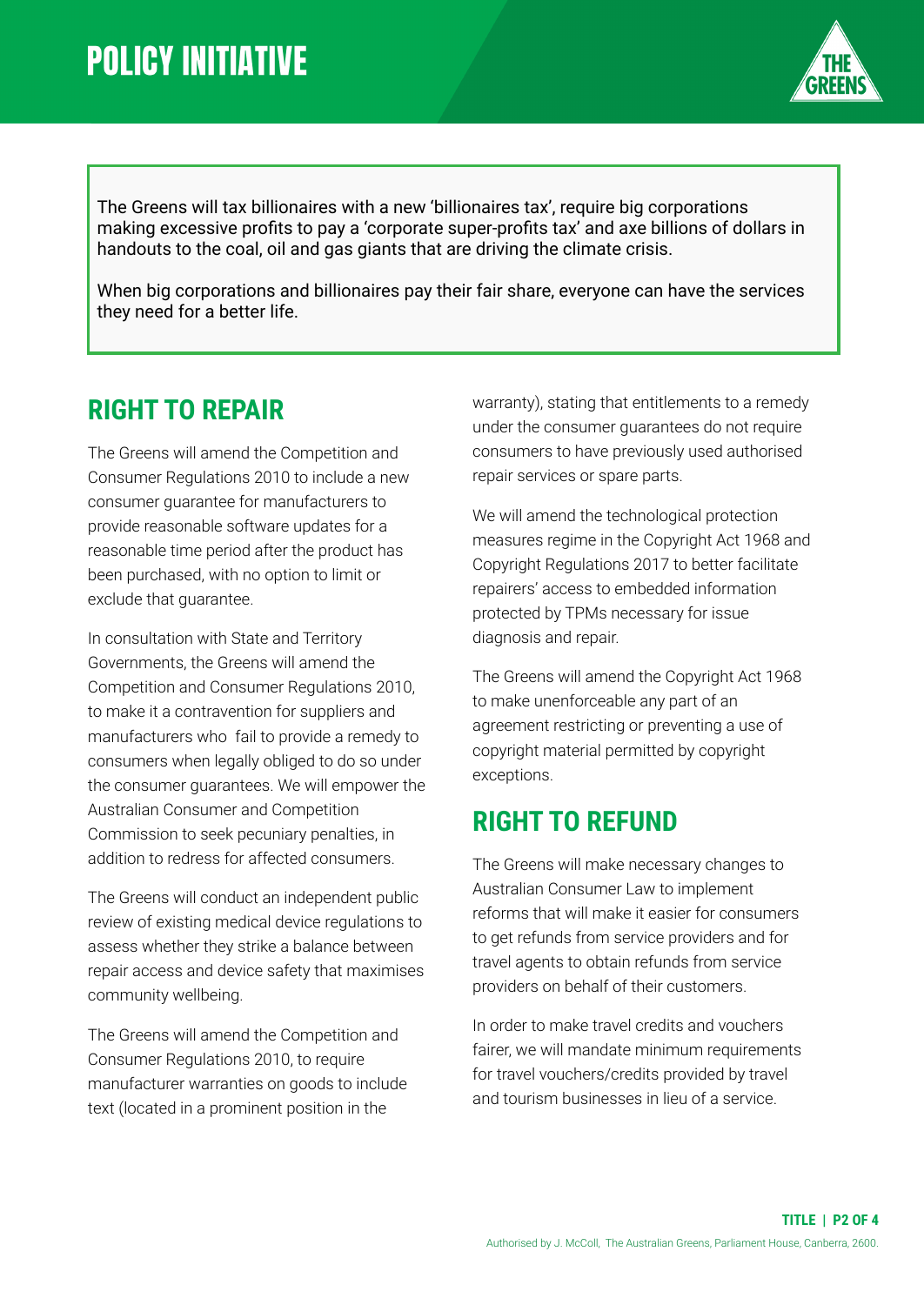# POLICY INITIATIVE

The Greens will tax billionaires with a new 'billionaires tax', require big corporations making excessive profits to pay a 'corporate super-profits tax' and axe billions of dollars in handouts to the coal, oil and gas giants that are driving the climate crisis.

When big corporations and billionaires pay their fair share, everyone can have the services they need for a better life.

## RIGHT TO REPAIR

The Greens will amend the Competition and Consumer Regulations 2010 to include a new consumer guarantee for manufacturers to provide reasonable software updates for a reasonable time period after the product has been purchased, with no option to limit or exclude that guarantee.

In consultation with State and Territory Governments, the Greens will amend the Competition and Consumer Regulations 2010, to make it a contravention for suppliers and manufacturers who fail to provide a remedy to consumers when legally obliged to do so under the consumer guarantees. We will empower the Australian Consumer and Competition Commission to seek pecuniary penalties, in addition to redress for affected consumers.

The Greens will conduct an independent public review of existing medical device regulations to assess whether they strike a balance between repair access and device safety that maximises community wellbeing.

The Greens will amend the Competition and Consumer Regulations 2010, to require manufacturer warranties on goods to include text (located in a prominent position in the warranty), stating that entitlements to a remedy under the consumer guarantees do not require consumers to have previously used authorised repair services or spare parts.

We will amend the technological protection measures regime in the Copyright Act 1968 and Copyright Regulations 2017 to better facilitate repairers' access to embedded information protected by TPMs necessary for issue diagnosis and repair.

The Greens will amend the Copyright Act 1968 to make unenforceable any part of an agreement restricting or preventing a use of copyright material permitted by copyright exceptions.

## RIGHT TO REFUND

The Greens will make necessary changes to Australian Consumer Law to implement reforms that will make it easier for consumers to get refunds from service providers and for travel agents to obtain refunds from service providers on behalf of their customers.

In order to make travel credits and vouchers fairer, we will mandate minimum requirements for travel vouchers/credits provided by travel and tourism businesses in lieu of a service.

Authorised by J. McColl, The Australian Greens, Parliament House, Canberra, 2600.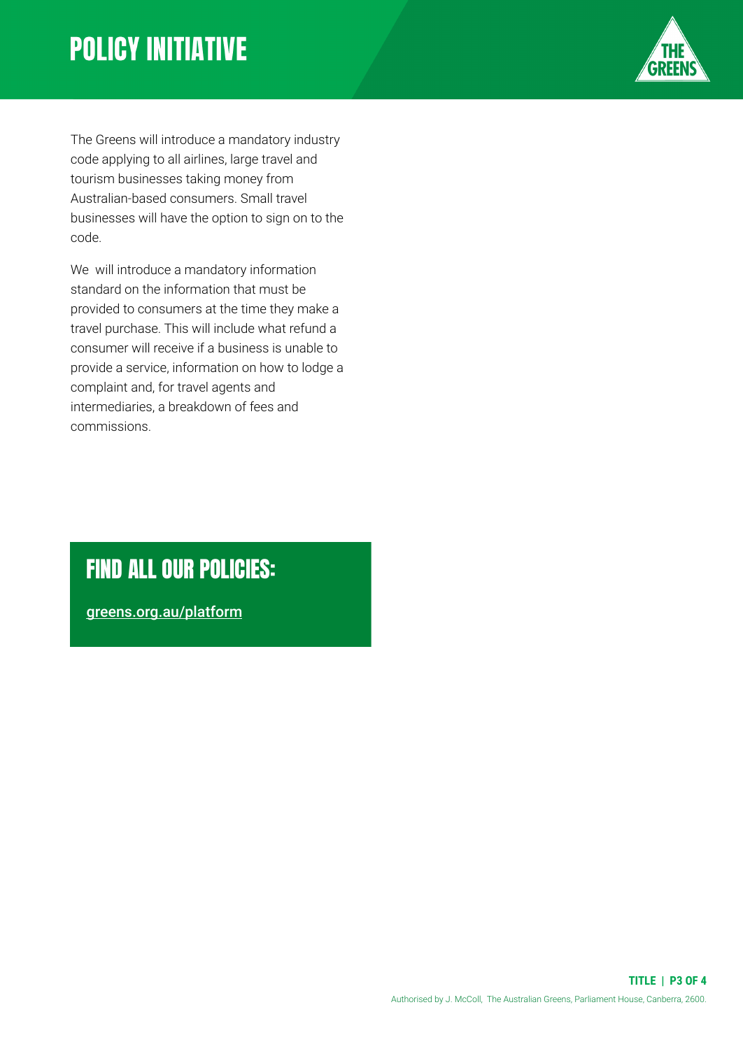# POLICY INITIATIVE

The Greens will introduce a mandatory industry code applying to all airlines, large travel and tourism businesses taking money from Australian-based consumers. Small travel businesses will have the option to sign on to the code.

We will introduce a mandatory information standard on the information that must be provided to consumers at the time they make a travel purchase. This will include what refund a consumer will receive if a business is unable to provide a service, information on how to lodge a complaint and, for travel agents and intermediaries, a breakdown of fees and commissions.

## FIND ALL OUR POLICIES:

greens.org.au/platform

Authorised by J. McColl, The Australian Greens, Parliament House, Canberra, 2600.